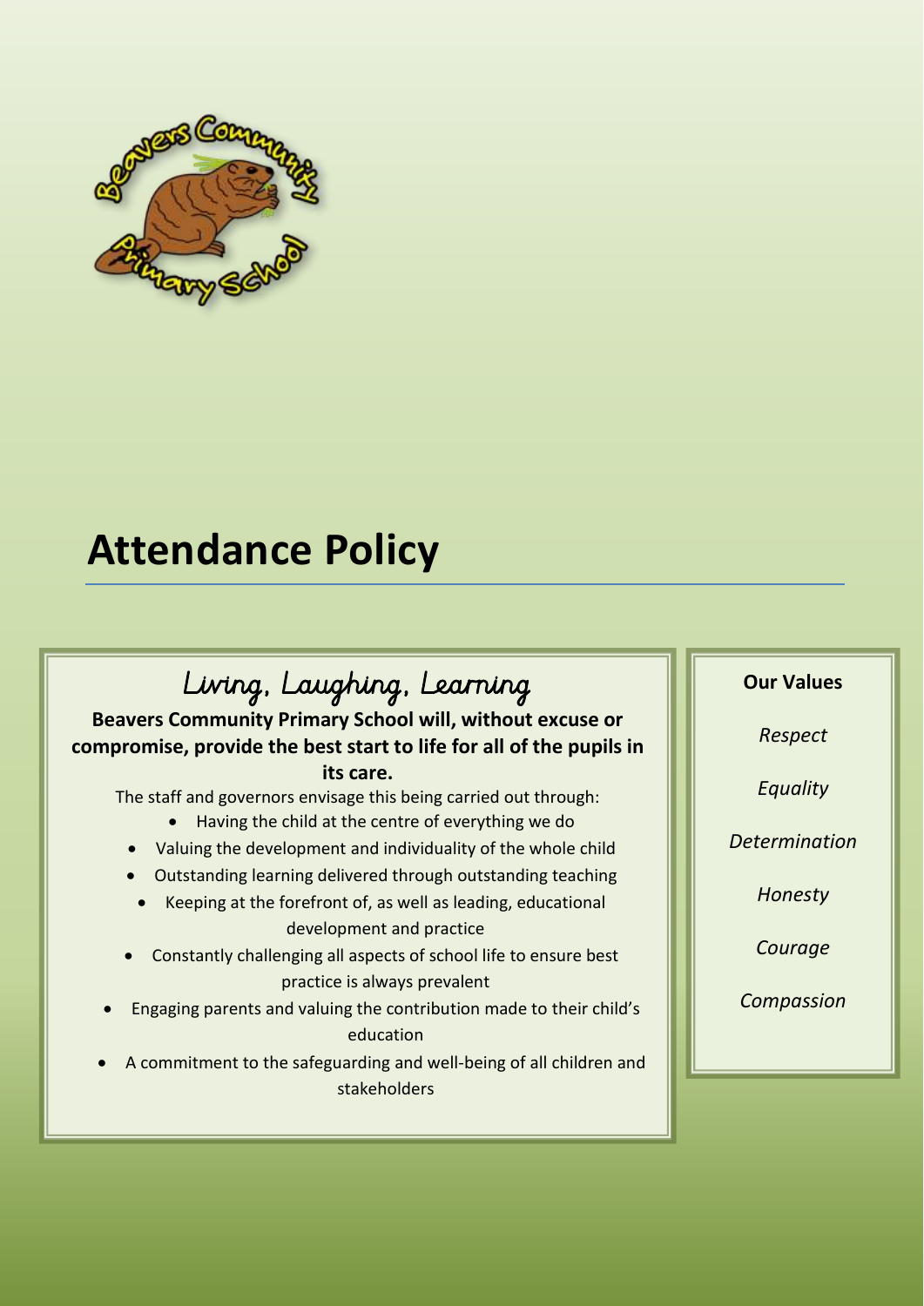# Attendance Policy

## Living, Laughing, Learning

**Beavers Community Primary School will, without excuse or compromise, provide the best start to life for all of the pupils in its care.**

The staff and governors envisage this being carried out through:

- Having the child at the centre of everything we do
- Valuing the development and individuality of the whole child
- Outstanding learning delivered through outstanding teaching
- Keeping at the forefront of, as well as leading, educational development and practice
- Constantly challenging all aspects of school life to ensure best practice is always prevalent
- Engaging parents and valuing the contribution made to their child's education
- A commitment to the safeguarding and well-being of all children and stakeholders

**Our Values**

*Respect*

*Equality*

*Determination*

*Honesty*

*Courage*

*Compassion*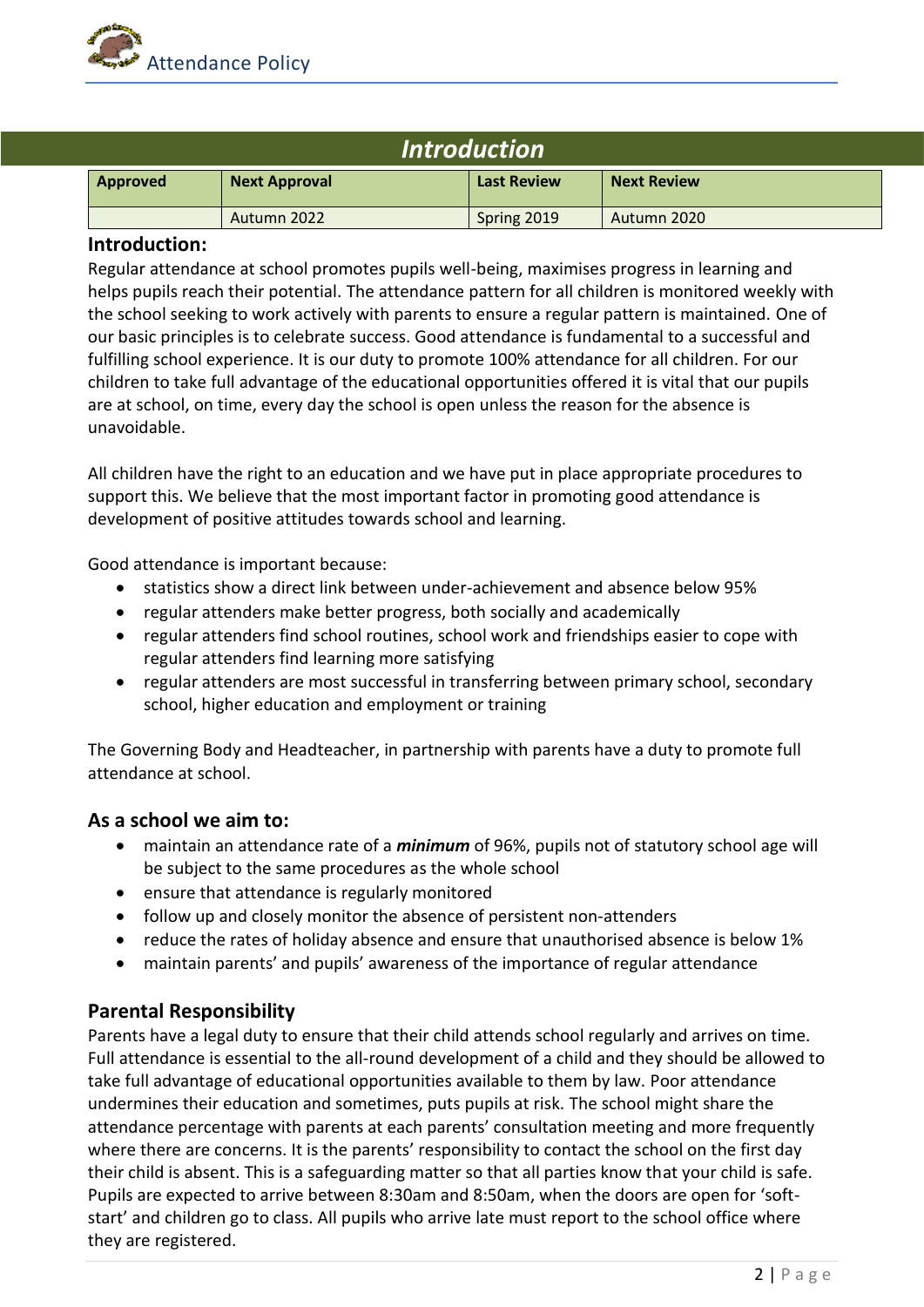# *Introduction*

| Approved | Next Approval | Last Review | Next Review |
|---|---|---|---|
| | Autumn 2022 | Spring 2019 | Autumn 2020 |

## Introduction:

Regular attendance at school promotes pupils well-being, maximises progress in learning and helps pupils reach their potential. The attendance pattern for all children is monitored weekly with the school seeking to work actively with parents to ensure a regular pattern is maintained. One of our basic principles is to celebrate success. Good attendance is fundamental to a successful and fulfilling school experience. It is our duty to promote 100% attendance for all children. For our children to take full advantage of the educational opportunities offered it is vital that our pupils are at school, on time, every day the school is open unless the reason for the absence is unavoidable.

All children have the right to an education and we have put in place appropriate procedures to support this. We believe that the most important factor in promoting good attendance is development of positive attitudes towards school and learning.

Good attendance is important because:

- statistics show a direct link between under-achievement and absence below 95%
- regular attenders make better progress, both socially and academically
- regular attenders find school routines, school work and friendships easier to cope with regular attenders find learning more satisfying
- regular attenders are most successful in transferring between primary school, secondary school, higher education and employment or training

The Governing Body and Headteacher, in partnership with parents have a duty to promote full attendance at school.

## As a school we aim to:

- maintain an attendance rate of a ***minimum*** of 96%, pupils not of statutory school age will be subject to the same procedures as the whole school
- ensure that attendance is regularly monitored
- follow up and closely monitor the absence of persistent non-attenders
- reduce the rates of holiday absence and ensure that unauthorised absence is below 1%
- maintain parents' and pupils' awareness of the importance of regular attendance

## Parental Responsibility

Parents have a legal duty to ensure that their child attends school regularly and arrives on time. Full attendance is essential to the all-round development of a child and they should be allowed to take full advantage of educational opportunities available to them by law. Poor attendance undermines their education and sometimes, puts pupils at risk. The school might share the attendance percentage with parents at each parents' consultation meeting and more frequently where there are concerns. It is the parents' responsibility to contact the school on the first day their child is absent. This is a safeguarding matter so that all parties know that your child is safe. Pupils are expected to arrive between 8:30am and 8:50am, when the doors are open for 'soft-start' and children go to class. All pupils who arrive late must report to the school office where they are registered.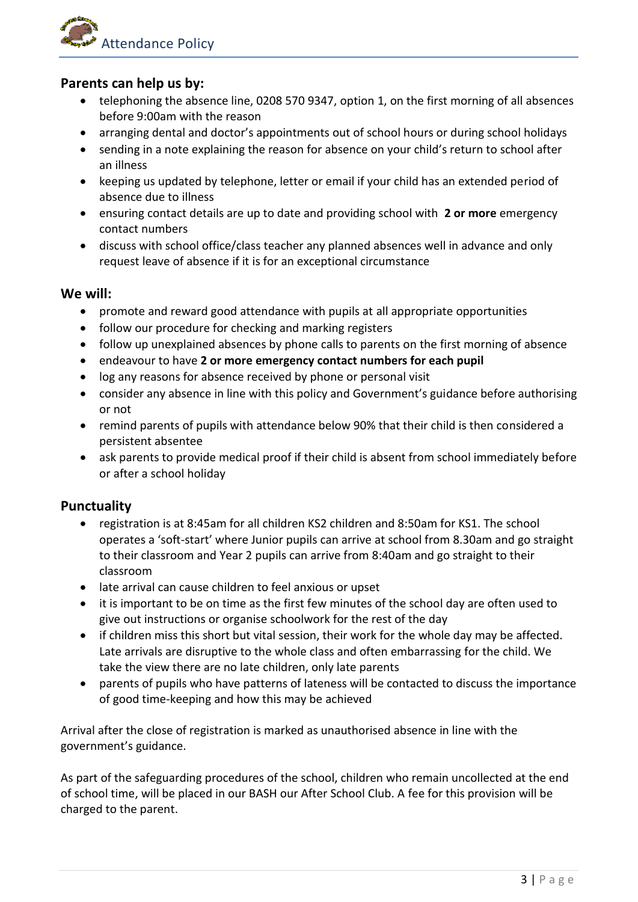## Parents can help us by:

- telephoning the absence line, 0208 570 9347, option 1, on the first morning of all absences before 9:00am with the reason
- arranging dental and doctor's appointments out of school hours or during school holidays
- sending in a note explaining the reason for absence on your child's return to school after an illness
- keeping us updated by telephone, letter or email if your child has an extended period of absence due to illness
- ensuring contact details are up to date and providing school with **2 or more** emergency contact numbers
- discuss with school office/class teacher any planned absences well in advance and only request leave of absence if it is for an exceptional circumstance

## We will:

- promote and reward good attendance with pupils at all appropriate opportunities
- follow our procedure for checking and marking registers
- follow up unexplained absences by phone calls to parents on the first morning of absence
- endeavour to have **2 or more emergency contact numbers for each pupil**
- log any reasons for absence received by phone or personal visit
- consider any absence in line with this policy and Government's guidance before authorising or not
- remind parents of pupils with attendance below 90% that their child is then considered a persistent absentee
- ask parents to provide medical proof if their child is absent from school immediately before or after a school holiday

## Punctuality

- registration is at 8:45am for all children KS2 children and 8:50am for KS1. The school operates a 'soft-start' where Junior pupils can arrive at school from 8.30am and go straight to their classroom and Year 2 pupils can arrive from 8:40am and go straight to their classroom
- late arrival can cause children to feel anxious or upset
- it is important to be on time as the first few minutes of the school day are often used to give out instructions or organise schoolwork for the rest of the day
- if children miss this short but vital session, their work for the whole day may be affected. Late arrivals are disruptive to the whole class and often embarrassing for the child. We take the view there are no late children, only late parents
- parents of pupils who have patterns of lateness will be contacted to discuss the importance of good time-keeping and how this may be achieved

Arrival after the close of registration is marked as unauthorised absence in line with the government's guidance.

As part of the safeguarding procedures of the school, children who remain uncollected at the end of school time, will be placed in our BASH our After School Club. A fee for this provision will be charged to the parent.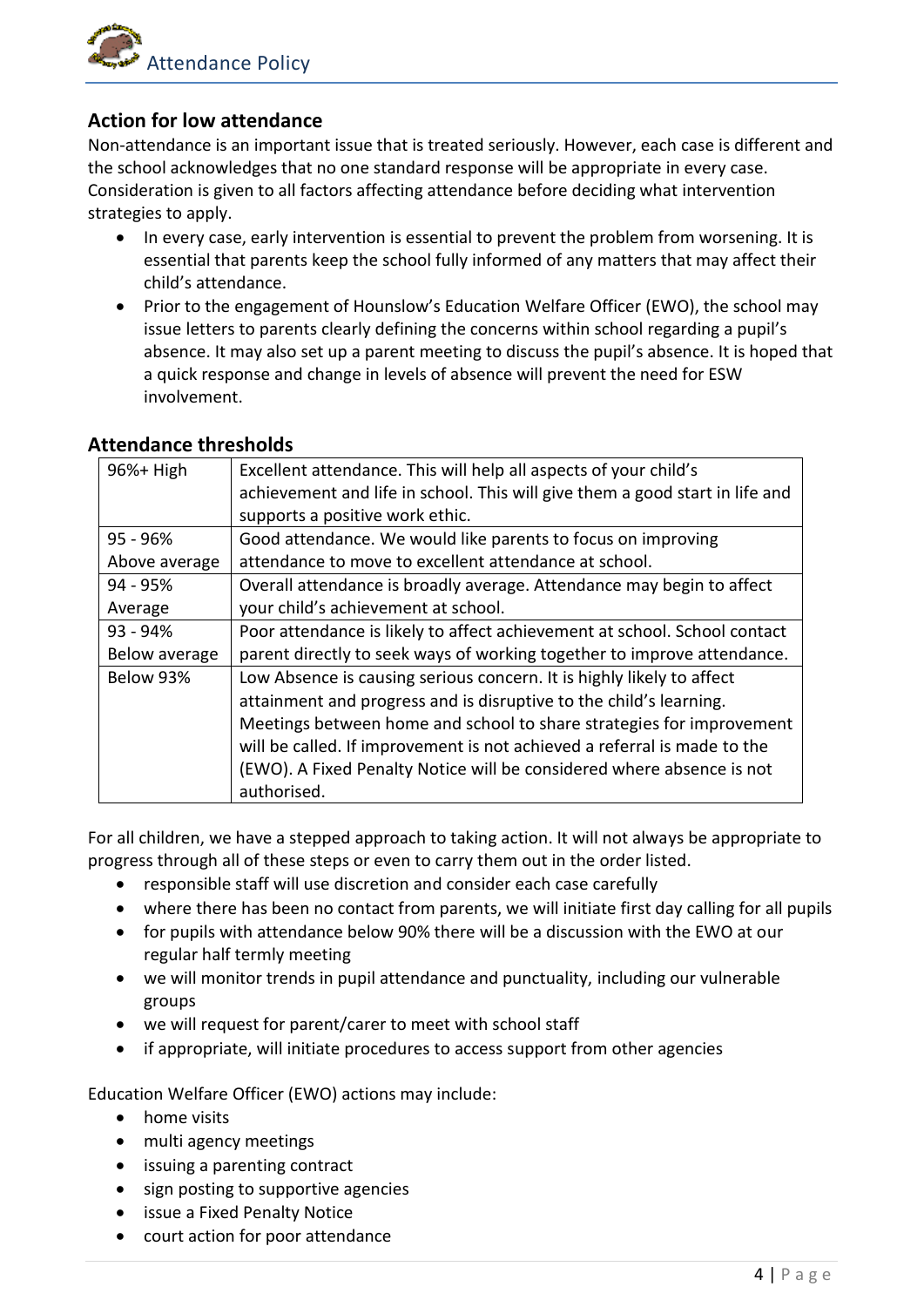## Action for low attendance

Non-attendance is an important issue that is treated seriously. However, each case is different and the school acknowledges that no one standard response will be appropriate in every case. Consideration is given to all factors affecting attendance before deciding what intervention strategies to apply.

- In every case, early intervention is essential to prevent the problem from worsening. It is essential that parents keep the school fully informed of any matters that may affect their child's attendance.
- Prior to the engagement of Hounslow's Education Welfare Officer (EWO), the school may issue letters to parents clearly defining the concerns within school regarding a pupil's absence. It may also set up a parent meeting to discuss the pupil's absence. It is hoped that a quick response and change in levels of absence will prevent the need for ESW involvement.

## Attendance thresholds

| | |
|---|---|
| 96%+ High | Excellent attendance. This will help all aspects of your child's achievement and life in school. This will give them a good start in life and supports a positive work ethic. |
| 95 - 96% Above average | Good attendance. We would like parents to focus on improving attendance to move to excellent attendance at school. |
| 94 - 95% Average | Overall attendance is broadly average. Attendance may begin to affect your child's achievement at school. |
| 93 - 94% Below average | Poor attendance is likely to affect achievement at school. School contact parent directly to seek ways of working together to improve attendance. |
| Below 93% | Low Absence is causing serious concern. It is highly likely to affect attainment and progress and is disruptive to the child's learning. Meetings between home and school to share strategies for improvement will be called. If improvement is not achieved a referral is made to the (EWO). A Fixed Penalty Notice will be considered where absence is not authorised. |

For all children, we have a stepped approach to taking action. It will not always be appropriate to progress through all of these steps or even to carry them out in the order listed.

- responsible staff will use discretion and consider each case carefully
- where there has been no contact from parents, we will initiate first day calling for all pupils
- for pupils with attendance below 90% there will be a discussion with the EWO at our regular half termly meeting
- we will monitor trends in pupil attendance and punctuality, including our vulnerable groups
- we will request for parent/carer to meet with school staff
- if appropriate, will initiate procedures to access support from other agencies

Education Welfare Officer (EWO) actions may include:

- home visits
- multi agency meetings
- issuing a parenting contract
- sign posting to supportive agencies
- issue a Fixed Penalty Notice
- court action for poor attendance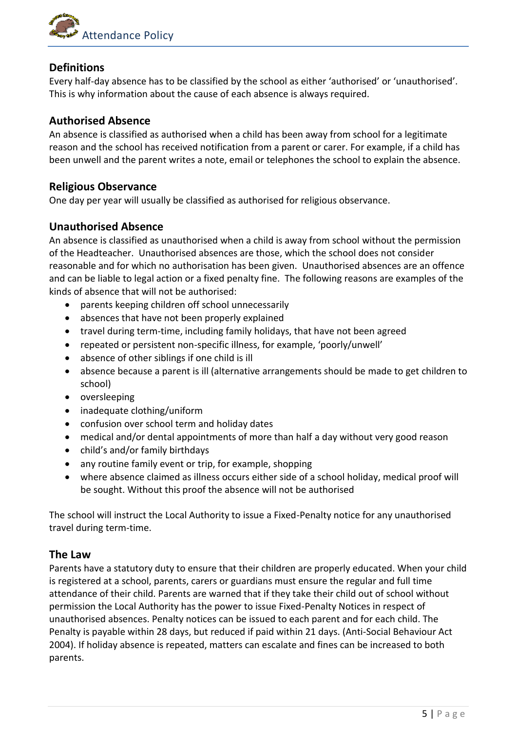## Definitions

Every half-day absence has to be classified by the school as either 'authorised' or 'unauthorised'. This is why information about the cause of each absence is always required.

## Authorised Absence

An absence is classified as authorised when a child has been away from school for a legitimate reason and the school has received notification from a parent or carer. For example, if a child has been unwell and the parent writes a note, email or telephones the school to explain the absence.

## Religious Observance

One day per year will usually be classified as authorised for religious observance.

## Unauthorised Absence

An absence is classified as unauthorised when a child is away from school without the permission of the Headteacher. Unauthorised absences are those, which the school does not consider reasonable and for which no authorisation has been given. Unauthorised absences are an offence and can be liable to legal action or a fixed penalty fine. The following reasons are examples of the kinds of absence that will not be authorised:

- parents keeping children off school unnecessarily
- absences that have not been properly explained
- travel during term-time, including family holidays, that have not been agreed
- repeated or persistent non-specific illness, for example, 'poorly/unwell'
- absence of other siblings if one child is ill
- absence because a parent is ill (alternative arrangements should be made to get children to school)
- oversleeping
- inadequate clothing/uniform
- confusion over school term and holiday dates
- medical and/or dental appointments of more than half a day without very good reason
- child's and/or family birthdays
- any routine family event or trip, for example, shopping
- where absence claimed as illness occurs either side of a school holiday, medical proof will be sought. Without this proof the absence will not be authorised

The school will instruct the Local Authority to issue a Fixed-Penalty notice for any unauthorised travel during term-time.

## The Law

Parents have a statutory duty to ensure that their children are properly educated. When your child is registered at a school, parents, carers or guardians must ensure the regular and full time attendance of their child. Parents are warned that if they take their child out of school without permission the Local Authority has the power to issue Fixed-Penalty Notices in respect of unauthorised absences. Penalty notices can be issued to each parent and for each child. The Penalty is payable within 28 days, but reduced if paid within 21 days. (Anti-Social Behaviour Act 2004). If holiday absence is repeated, matters can escalate and fines can be increased to both parents.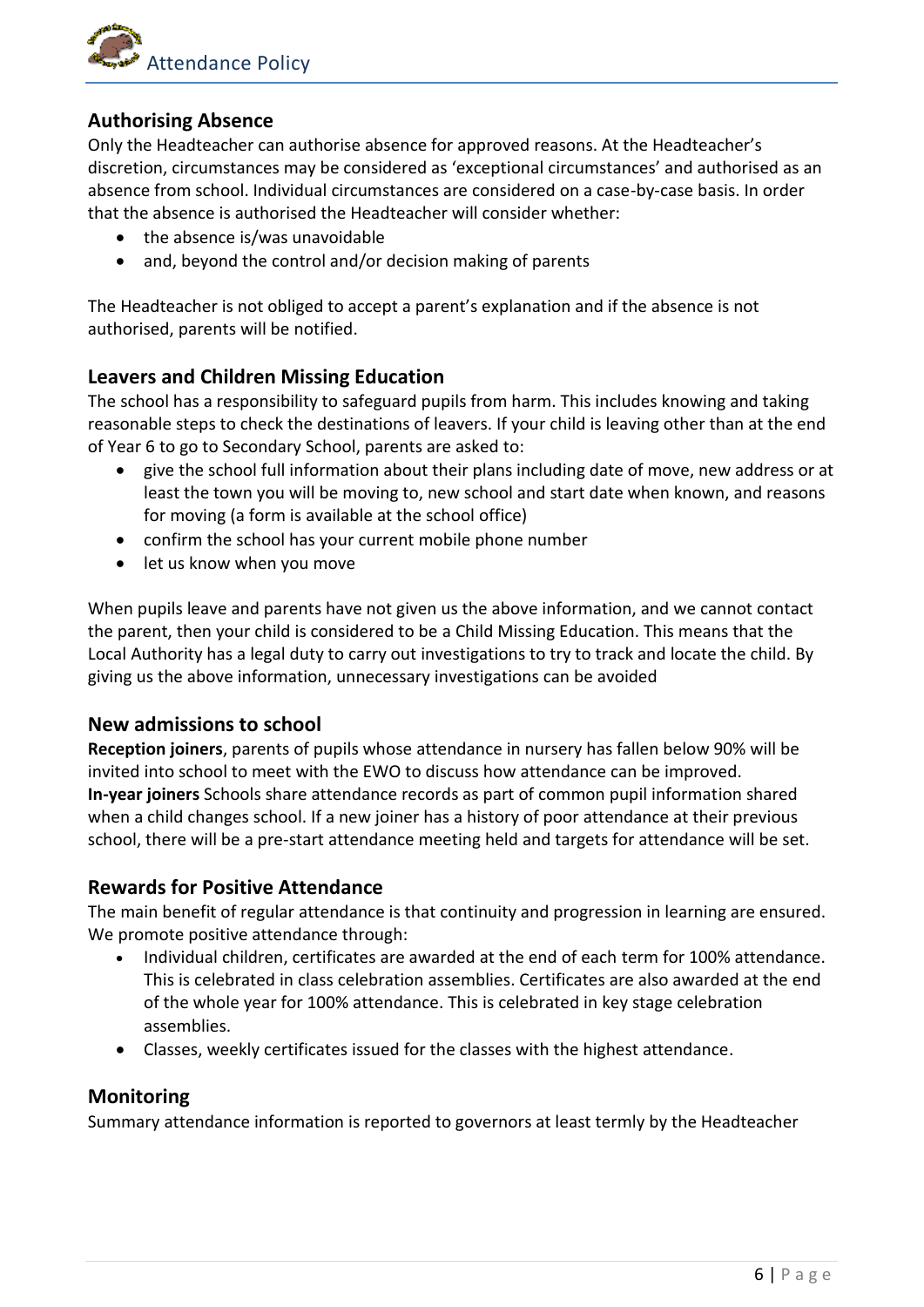## Authorising Absence

Only the Headteacher can authorise absence for approved reasons. At the Headteacher's discretion, circumstances may be considered as 'exceptional circumstances' and authorised as an absence from school. Individual circumstances are considered on a case-by-case basis. In order that the absence is authorised the Headteacher will consider whether:

- the absence is/was unavoidable
- and, beyond the control and/or decision making of parents

The Headteacher is not obliged to accept a parent's explanation and if the absence is not authorised, parents will be notified.

## Leavers and Children Missing Education

The school has a responsibility to safeguard pupils from harm. This includes knowing and taking reasonable steps to check the destinations of leavers. If your child is leaving other than at the end of Year 6 to go to Secondary School, parents are asked to:

- give the school full information about their plans including date of move, new address or at least the town you will be moving to, new school and start date when known, and reasons for moving (a form is available at the school office)
- confirm the school has your current mobile phone number
- let us know when you move

When pupils leave and parents have not given us the above information, and we cannot contact the parent, then your child is considered to be a Child Missing Education. This means that the Local Authority has a legal duty to carry out investigations to try to track and locate the child. By giving us the above information, unnecessary investigations can be avoided

## New admissions to school

**Reception joiners**, parents of pupils whose attendance in nursery has fallen below 90% will be invited into school to meet with the EWO to discuss how attendance can be improved.
**In-year joiners** Schools share attendance records as part of common pupil information shared when a child changes school. If a new joiner has a history of poor attendance at their previous school, there will be a pre-start attendance meeting held and targets for attendance will be set.

## Rewards for Positive Attendance

The main benefit of regular attendance is that continuity and progression in learning are ensured. We promote positive attendance through:

- Individual children, certificates are awarded at the end of each term for 100% attendance. This is celebrated in class celebration assemblies. Certificates are also awarded at the end of the whole year for 100% attendance. This is celebrated in key stage celebration assemblies.
- Classes, weekly certificates issued for the classes with the highest attendance.

## Monitoring

Summary attendance information is reported to governors at least termly by the Headteacher